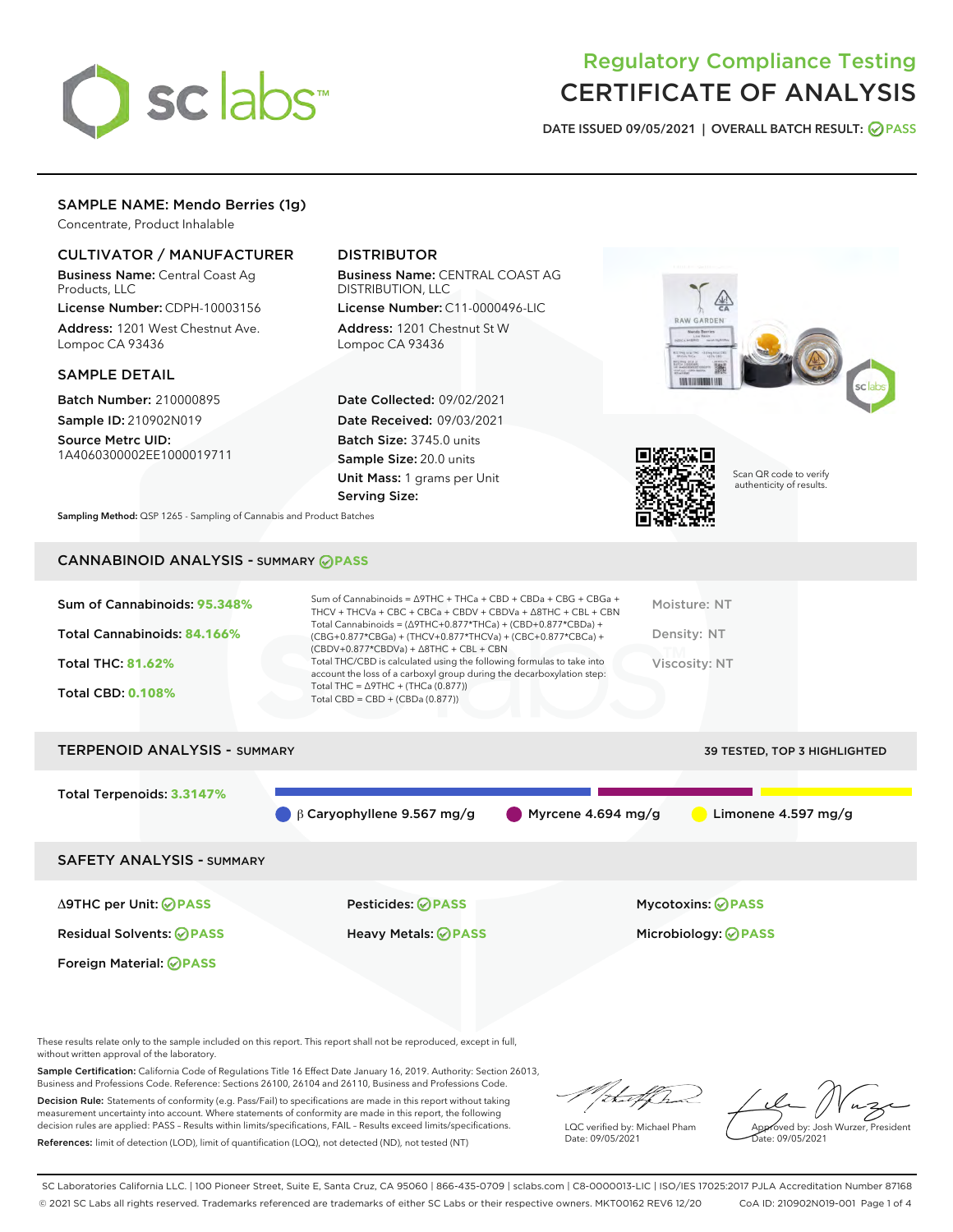# Regulatory Compliance Testing
# CERTIFICATE OF ANALYSIS

DATE ISSUED 09/05/2021 | OVERALL BATCH RESULT: PASS

## SAMPLE NAME: Mendo Berries (1g)

Concentrate, Product Inhalable

### CULTIVATOR / MANUFACTURER

**Business Name:** Central Coast Ag Products, LLC

**License Number:** CDPH-10003156

**Address:** 1201 West Chestnut Ave. Lompoc CA 93436

### DISTRIBUTOR

**Business Name:** CENTRAL COAST AG DISTRIBUTION, LLC

**License Number:** C11-0000496-LIC

**Address:** 1201 Chestnut St W Lompoc CA 93436

### SAMPLE DETAIL

**Batch Number:** 210000895

**Sample ID:** 210902N019

**Source Metrc UID:** 1A4060300002EE1000019711

**Date Collected:** 09/02/2021

**Date Received:** 09/03/2021

**Batch Size:** 3745.0 units

**Sample Size:** 20.0 units

**Unit Mass:** 1 grams per Unit

**Serving Size:**

Scan QR code to verify authenticity of results.

**Sampling Method:** QSP 1265 - Sampling of Cannabis and Product Batches

## CANNABINOID ANALYSIS - SUMMARY PASS

**Sum of Cannabinoids:** 95.348%

**Total Cannabinoids:** 84.166%

**Total THC:** 81.62%

**Total CBD:** 0.108%

Sum of Cannabinoids = Δ9THC + THCa + CBD + CBDa + CBG + CBGa + THCV + THCVa + CBC + CBCa + CBDV + CBDVa + Δ8THC + CBL + CBN

Total Cannabinoids = (Δ9THC+0.877*THCa) + (CBD+0.877*CBDa) + (CBG+0.877*CBGa) + (THCV+0.877*THCVa) + (CBC+0.877*CBCa) + (CBDV+0.877*CBDVa) + Δ8THC + CBL + CBN

Total THC/CBD is calculated using the following formulas to take into account the loss of a carboxyl group during the decarboxylation step:

Total THC = Δ9THC + (THCa (0.877))

Total CBD = CBD + (CBDa (0.877))

Moisture: NT

Density: NT

Viscosity: NT

## TERPENOID ANALYSIS - SUMMARY

39 TESTED, TOP 3 HIGHLIGHTED

**Total Terpenoids:** 3.3147%

β Caryophyllene 9.567 mg/g | Myrcene 4.694 mg/g | Limonene 4.597 mg/g

## SAFETY ANALYSIS - SUMMARY

Δ9THC per Unit: PASS

Pesticides: PASS

Mycotoxins: PASS

Residual Solvents: PASS

Heavy Metals: PASS

Microbiology: PASS

Foreign Material: PASS

These results relate only to the sample included on this report. This report shall not be reproduced, except in full, without written approval of the laboratory.

**Sample Certification:** California Code of Regulations Title 16 Effect Date January 16, 2019. Authority: Section 26013, Business and Professions Code. Reference: Sections 26100, 26104 and 26110, Business and Professions Code.

**Decision Rule:** Statements of conformity (e.g. Pass/Fail) to specifications are made in this report without taking measurement uncertainty into account. Where statements of conformity are made in this report, the following decision rules are applied: PASS - Results within limits/specifications, FAIL - Results exceed limits/specifications.

**References:** limit of detection (LOD), limit of quantification (LOQ), not detected (ND), not tested (NT)

LQC verified by: Michael Pham
Date: 09/05/2021

Approved by: Josh Wurzer, President
Date: 09/05/2021

SC Laboratories California LLC. | 100 Pioneer Street, Suite E, Santa Cruz, CA 95060 | 866-435-0709 | sclabs.com | C8-0000013-LIC | ISO/IES 17025:2017 PJLA Accreditation Number 87168
© 2021 SC Labs all rights reserved. Trademarks referenced are trademarks of either SC Labs or their respective owners. MKT00162 REV6 12/20 CoA ID: 210902N019-001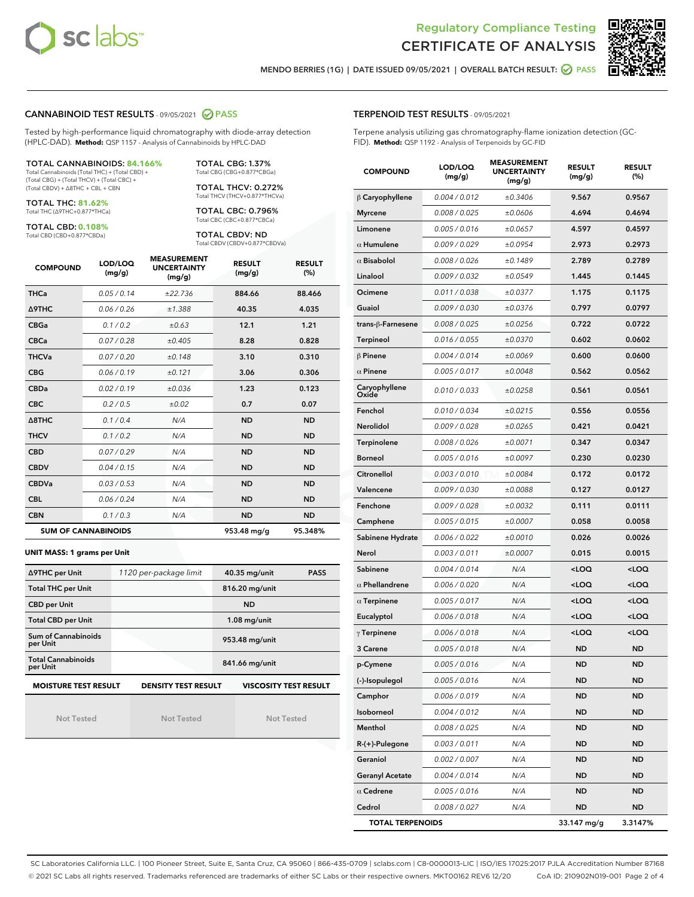Regulatory Compliance Testing
CERTIFICATE OF ANALYSIS

MENDO BERRIES (1G) | DATE ISSUED 09/05/2021 | OVERALL BATCH RESULT: PASS

## CANNABINOID TEST RESULTS - 09/05/2021 PASS

Tested by high-performance liquid chromatography with diode-array detection (HPLC-DAD). **Method:** QSP 1157 - Analysis of Cannabinoids by HPLC-DAD

**TOTAL CANNABINOIDS: 84.166%**
Total Cannabinoids (Total THC) + (Total CBD) + (Total CBG) + (Total THCV) + (Total CBC) + (Total CBDV) + Δ8THC + CBL + CBN

**TOTAL THC: 81.62%**
Total THC (Δ9THC+0.877*THCa)

**TOTAL CBD: 0.108%**
Total CBD (CBD+0.877*CBDa)

**TOTAL CBG: 1.37%**
Total CBG (CBG+0.877*CBGa)

**TOTAL THCV: 0.272%**
Total THCV (THCV+0.877*THCVa)

**TOTAL CBC: 0.796%**
Total CBC (CBC+0.877*CBCa)

**TOTAL CBDV: ND**
Total CBDV (CBDV+0.877*CBDVa)

| COMPOUND | LOD/LOQ (mg/g) | MEASUREMENT UNCERTAINTY (mg/g) | RESULT (mg/g) | RESULT (%) |
|---|---|---|---|---|
| THCa | 0.05 / 0.14 | ±22.736 | 884.66 | 88.466 |
| Δ9THC | 0.06 / 0.26 | ±1.388 | 40.35 | 4.035 |
| CBGa | 0.1 / 0.2 | ±0.63 | 12.1 | 1.21 |
| CBCa | 0.07 / 0.28 | ±0.405 | 8.28 | 0.828 |
| THCVa | 0.07 / 0.20 | ±0.148 | 3.10 | 0.310 |
| CBG | 0.06 / 0.19 | ±0.121 | 3.06 | 0.306 |
| CBDa | 0.02 / 0.19 | ±0.036 | 1.23 | 0.123 |
| CBC | 0.2 / 0.5 | ±0.02 | 0.7 | 0.07 |
| Δ8THC | 0.1 / 0.4 | N/A | ND | ND |
| THCV | 0.1 / 0.2 | N/A | ND | ND |
| CBD | 0.07 / 0.29 | N/A | ND | ND |
| CBDV | 0.04 / 0.15 | N/A | ND | ND |
| CBDVa | 0.03 / 0.53 | N/A | ND | ND |
| CBL | 0.06 / 0.24 | N/A | ND | ND |
| CBN | 0.1 / 0.3 | N/A | ND | ND |
| **SUM OF CANNABINOIDS** | | | **953.48 mg/g** | **95.348%** |

**UNIT MASS: 1 grams per Unit**

| | | | |
|---|---|---|---|
| Δ9THC per Unit | 1120 per-package limit | 40.35 mg/unit | PASS |
| Total THC per Unit | | 816.20 mg/unit | |
| CBD per Unit | | ND | |
| Total CBD per Unit | | 1.08 mg/unit | |
| Sum of Cannabinoids per Unit | | 953.48 mg/unit | |
| Total Cannabinoids per Unit | | 841.66 mg/unit | |

| MOISTURE TEST RESULT | DENSITY TEST RESULT | VISCOSITY TEST RESULT |
|---|---|---|
| Not Tested | Not Tested | Not Tested |

## TERPENOID TEST RESULTS - 09/05/2021

Terpene analysis utilizing gas chromatography-flame ionization detection (GC-FID). **Method:** QSP 1192 - Analysis of Terpenoids by GC-FID

| COMPOUND | LOD/LOQ (mg/g) | MEASUREMENT UNCERTAINTY (mg/g) | RESULT (mg/g) | RESULT (%) |
|---|---|---|---|---|
| β Caryophyllene | 0.004 / 0.012 | ±0.3406 | 9.567 | 0.9567 |
| Myrcene | 0.008 / 0.025 | ±0.0606 | 4.694 | 0.4694 |
| Limonene | 0.005 / 0.016 | ±0.0657 | 4.597 | 0.4597 |
| α Humulene | 0.009 / 0.029 | ±0.0954 | 2.973 | 0.2973 |
| α Bisabolol | 0.008 / 0.026 | ±0.1489 | 2.789 | 0.2789 |
| Linalool | 0.009 / 0.032 | ±0.0549 | 1.445 | 0.1445 |
| Ocimene | 0.011 / 0.038 | ±0.0377 | 1.175 | 0.1175 |
| Guaiol | 0.009 / 0.030 | ±0.0376 | 0.797 | 0.0797 |
| trans-β-Farnesene | 0.008 / 0.025 | ±0.0256 | 0.722 | 0.0722 |
| Terpineol | 0.016 / 0.055 | ±0.0370 | 0.602 | 0.0602 |
| β Pinene | 0.004 / 0.014 | ±0.0069 | 0.600 | 0.0600 |
| α Pinene | 0.005 / 0.017 | ±0.0048 | 0.562 | 0.0562 |
| Caryophyllene Oxide | 0.010 / 0.033 | ±0.0258 | 0.561 | 0.0561 |
| Fenchol | 0.010 / 0.034 | ±0.0215 | 0.556 | 0.0556 |
| Nerolidol | 0.009 / 0.028 | ±0.0265 | 0.421 | 0.0421 |
| Terpinolene | 0.008 / 0.026 | ±0.0071 | 0.347 | 0.0347 |
| Borneol | 0.005 / 0.016 | ±0.0097 | 0.230 | 0.0230 |
| Citronellol | 0.003 / 0.010 | ±0.0084 | 0.172 | 0.0172 |
| Valencene | 0.009 / 0.030 | ±0.0088 | 0.127 | 0.0127 |
| Fenchone | 0.009 / 0.028 | ±0.0032 | 0.111 | 0.0111 |
| Camphene | 0.005 / 0.015 | ±0.0007 | 0.058 | 0.0058 |
| Sabinene Hydrate | 0.006 / 0.022 | ±0.0010 | 0.026 | 0.0026 |
| Nerol | 0.003 / 0.011 | ±0.0007 | 0.015 | 0.0015 |
| Sabinene | 0.004 / 0.014 | N/A | <LOQ | <LOQ |
| α Phellandrene | 0.006 / 0.020 | N/A | <LOQ | <LOQ |
| α Terpinene | 0.005 / 0.017 | N/A | <LOQ | <LOQ |
| Eucalyptol | 0.006 / 0.018 | N/A | <LOQ | <LOQ |
| γ Terpinene | 0.006 / 0.018 | N/A | <LOQ | <LOQ |
| 3 Carene | 0.005 / 0.018 | N/A | ND | ND |
| p-Cymene | 0.005 / 0.016 | N/A | ND | ND |
| (-)-Isopulegol | 0.005 / 0.016 | N/A | ND | ND |
| Camphor | 0.006 / 0.019 | N/A | ND | ND |
| Isoborneol | 0.004 / 0.012 | N/A | ND | ND |
| Menthol | 0.008 / 0.025 | N/A | ND | ND |
| R-(+)-Pulegone | 0.003 / 0.011 | N/A | ND | ND |
| Geraniol | 0.002 / 0.007 | N/A | ND | ND |
| Geranyl Acetate | 0.004 / 0.014 | N/A | ND | ND |
| α Cedrene | 0.005 / 0.016 | N/A | ND | ND |
| Cedrol | 0.008 / 0.027 | N/A | ND | ND |
| **TOTAL TERPENOIDS** | | | **33.147 mg/g** | **3.3147%** |

SC Laboratories California LLC. | 100 Pioneer Street, Suite E, Santa Cruz, CA 95060 | 866-435-0709 | sclabs.com | C8-0000013-LIC | ISO/IES 17025:2017 PJLA Accreditation Number 87168
© 2021 SC Labs all rights reserved. Trademarks referenced are trademarks of either SC Labs or their respective owners. MKT00162 REV6 12/20 CoA ID: 210902N019-001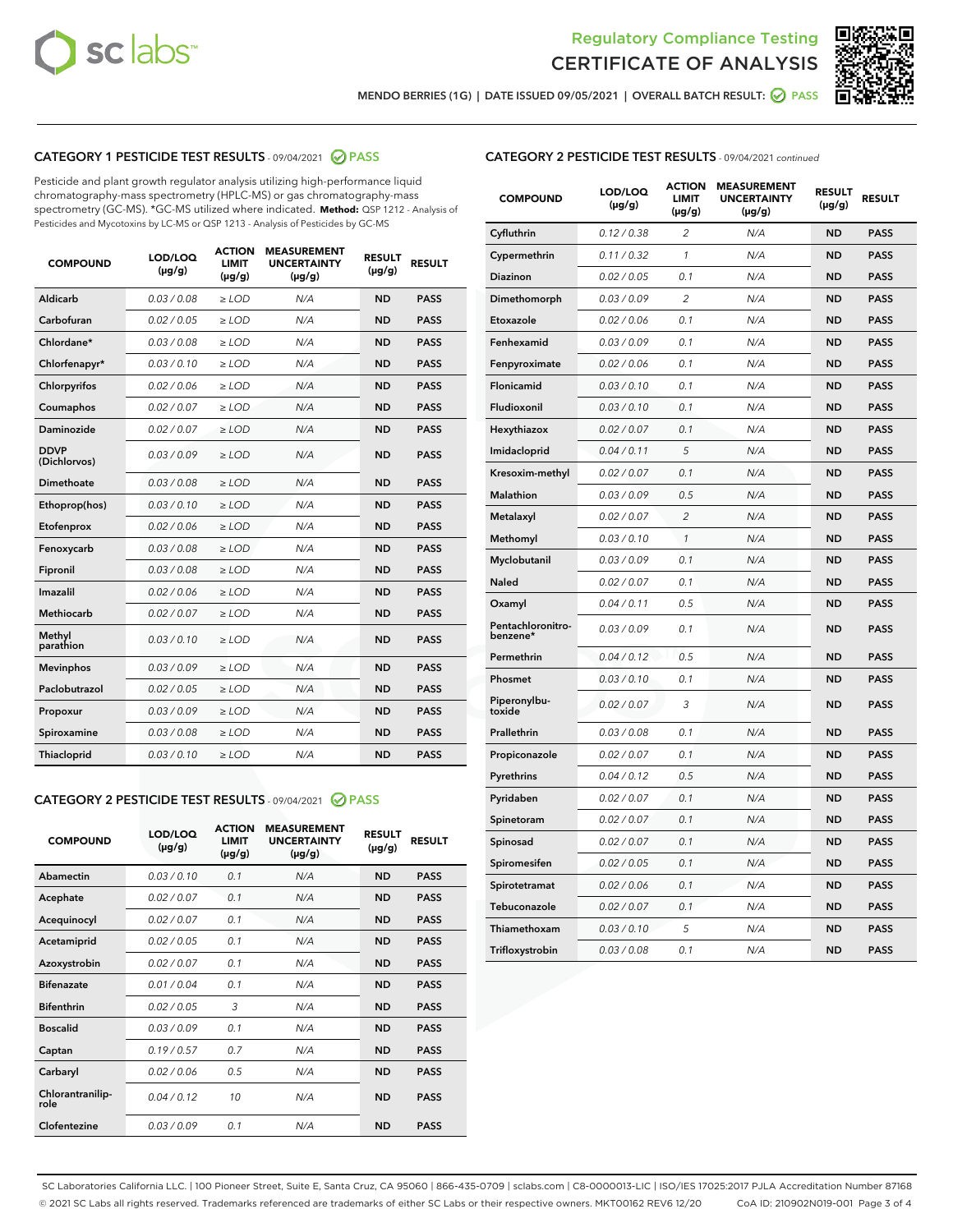# Regulatory Compliance Testing
## CERTIFICATE OF ANALYSIS

MENDO BERRIES (1G) | DATE ISSUED 09/05/2021 | OVERALL BATCH RESULT: PASS

### CATEGORY 1 PESTICIDE TEST RESULTS - 09/04/2021 PASS

Pesticide and plant growth regulator analysis utilizing high-performance liquid chromatography-mass spectrometry (HPLC-MS) or gas chromatography-mass spectrometry (GC-MS). *GC-MS utilized where indicated. **Method:** QSP 1212 - Analysis of Pesticides and Mycotoxins by LC-MS or QSP 1213 - Analysis of Pesticides by GC-MS

| COMPOUND | LOD/LOQ (µg/g) | ACTION LIMIT (µg/g) | MEASUREMENT UNCERTAINTY (µg/g) | RESULT (µg/g) | RESULT |
|---|---|---|---|---|---|
| Aldicarb | 0.03 / 0.08 | ≥ LOD | N/A | ND | PASS |
| Carbofuran | 0.02 / 0.05 | ≥ LOD | N/A | ND | PASS |
| Chlordane* | 0.03 / 0.08 | ≥ LOD | N/A | ND | PASS |
| Chlorfenapyr* | 0.03 / 0.10 | ≥ LOD | N/A | ND | PASS |
| Chlorpyrifos | 0.02 / 0.06 | ≥ LOD | N/A | ND | PASS |
| Coumaphos | 0.02 / 0.07 | ≥ LOD | N/A | ND | PASS |
| Daminozide | 0.02 / 0.07 | ≥ LOD | N/A | ND | PASS |
| DDVP (Dichlorvos) | 0.03 / 0.09 | ≥ LOD | N/A | ND | PASS |
| Dimethoate | 0.03 / 0.08 | ≥ LOD | N/A | ND | PASS |
| Ethoprop(hos) | 0.03 / 0.10 | ≥ LOD | N/A | ND | PASS |
| Etofenprox | 0.02 / 0.06 | ≥ LOD | N/A | ND | PASS |
| Fenoxycarb | 0.03 / 0.08 | ≥ LOD | N/A | ND | PASS |
| Fipronil | 0.03 / 0.08 | ≥ LOD | N/A | ND | PASS |
| Imazalil | 0.02 / 0.06 | ≥ LOD | N/A | ND | PASS |
| Methiocarb | 0.02 / 0.07 | ≥ LOD | N/A | ND | PASS |
| Methyl parathion | 0.03 / 0.10 | ≥ LOD | N/A | ND | PASS |
| Mevinphos | 0.03 / 0.09 | ≥ LOD | N/A | ND | PASS |
| Paclobutrazol | 0.02 / 0.05 | ≥ LOD | N/A | ND | PASS |
| Propoxur | 0.03 / 0.09 | ≥ LOD | N/A | ND | PASS |
| Spiroxamine | 0.03 / 0.08 | ≥ LOD | N/A | ND | PASS |
| Thiacloprid | 0.03 / 0.10 | ≥ LOD | N/A | ND | PASS |

### CATEGORY 2 PESTICIDE TEST RESULTS - 09/04/2021 PASS

| COMPOUND | LOD/LOQ (µg/g) | ACTION LIMIT (µg/g) | MEASUREMENT UNCERTAINTY (µg/g) | RESULT (µg/g) | RESULT |
|---|---|---|---|---|---|
| Abamectin | 0.03 / 0.10 | 0.1 | N/A | ND | PASS |
| Acephate | 0.02 / 0.07 | 0.1 | N/A | ND | PASS |
| Acequinocyl | 0.02 / 0.07 | 0.1 | N/A | ND | PASS |
| Acetamiprid | 0.02 / 0.05 | 0.1 | N/A | ND | PASS |
| Azoxystrobin | 0.02 / 0.07 | 0.1 | N/A | ND | PASS |
| Bifenazate | 0.01 / 0.04 | 0.1 | N/A | ND | PASS |
| Bifenthrin | 0.02 / 0.05 | 3 | N/A | ND | PASS |
| Boscalid | 0.03 / 0.09 | 0.1 | N/A | ND | PASS |
| Captan | 0.19 / 0.57 | 0.7 | N/A | ND | PASS |
| Carbaryl | 0.02 / 0.06 | 0.5 | N/A | ND | PASS |
| Chlorantraniliprole | 0.04 / 0.12 | 10 | N/A | ND | PASS |
| Clofentezine | 0.03 / 0.09 | 0.1 | N/A | ND | PASS |
| Cyfluthrin | 0.12 / 0.38 | 2 | N/A | ND | PASS |
| Cypermethrin | 0.11 / 0.32 | 1 | N/A | ND | PASS |
| Diazinon | 0.02 / 0.05 | 0.1 | N/A | ND | PASS |
| Dimethomorph | 0.03 / 0.09 | 2 | N/A | ND | PASS |
| Etoxazole | 0.02 / 0.06 | 0.1 | N/A | ND | PASS |
| Fenhexamid | 0.03 / 0.09 | 0.1 | N/A | ND | PASS |
| Fenpyroximate | 0.02 / 0.06 | 0.1 | N/A | ND | PASS |
| Flonicamid | 0.03 / 0.10 | 0.1 | N/A | ND | PASS |
| Fludioxonil | 0.03 / 0.10 | 0.1 | N/A | ND | PASS |
| Hexythiazox | 0.02 / 0.07 | 0.1 | N/A | ND | PASS |
| Imidacloprid | 0.04 / 0.11 | 5 | N/A | ND | PASS |
| Kresoxim-methyl | 0.02 / 0.07 | 0.1 | N/A | ND | PASS |
| Malathion | 0.03 / 0.09 | 0.5 | N/A | ND | PASS |
| Metalaxyl | 0.02 / 0.07 | 2 | N/A | ND | PASS |
| Methomyl | 0.03 / 0.10 | 1 | N/A | ND | PASS |
| Myclobutanil | 0.03 / 0.09 | 0.1 | N/A | ND | PASS |
| Naled | 0.02 / 0.07 | 0.1 | N/A | ND | PASS |
| Oxamyl | 0.04 / 0.11 | 0.5 | N/A | ND | PASS |
| Pentachloronitrobenzene* | 0.03 / 0.09 | 0.1 | N/A | ND | PASS |
| Permethrin | 0.04 / 0.12 | 0.5 | N/A | ND | PASS |
| Phosmet | 0.03 / 0.10 | 0.1 | N/A | ND | PASS |
| Piperonylbutoxide | 0.02 / 0.07 | 3 | N/A | ND | PASS |
| Prallethrin | 0.03 / 0.08 | 0.1 | N/A | ND | PASS |
| Propiconazole | 0.02 / 0.07 | 0.1 | N/A | ND | PASS |
| Pyrethrins | 0.04 / 0.12 | 0.5 | N/A | ND | PASS |
| Pyridaben | 0.02 / 0.07 | 0.1 | N/A | ND | PASS |
| Spinetoram | 0.02 / 0.07 | 0.1 | N/A | ND | PASS |
| Spinosad | 0.02 / 0.07 | 0.1 | N/A | ND | PASS |
| Spiromesifen | 0.02 / 0.05 | 0.1 | N/A | ND | PASS |
| Spirotetramat | 0.02 / 0.06 | 0.1 | N/A | ND | PASS |
| Tebuconazole | 0.02 / 0.07 | 0.1 | N/A | ND | PASS |
| Thiamethoxam | 0.03 / 0.10 | 5 | N/A | ND | PASS |
| Trifloxystrobin | 0.03 / 0.08 | 0.1 | N/A | ND | PASS |

SC Laboratories California LLC. | 100 Pioneer Street, Suite E, Santa Cruz, CA 95060 | 866-435-0709 | sclabs.com | C8-0000013-LIC | ISO/IES 17025:2017 PJLA Accreditation Number 87168
© 2021 SC Labs all rights reserved. Trademarks referenced are trademarks of either SC Labs or their respective owners. MKT00162 REV6 12/20 CoA ID: 210902N019-001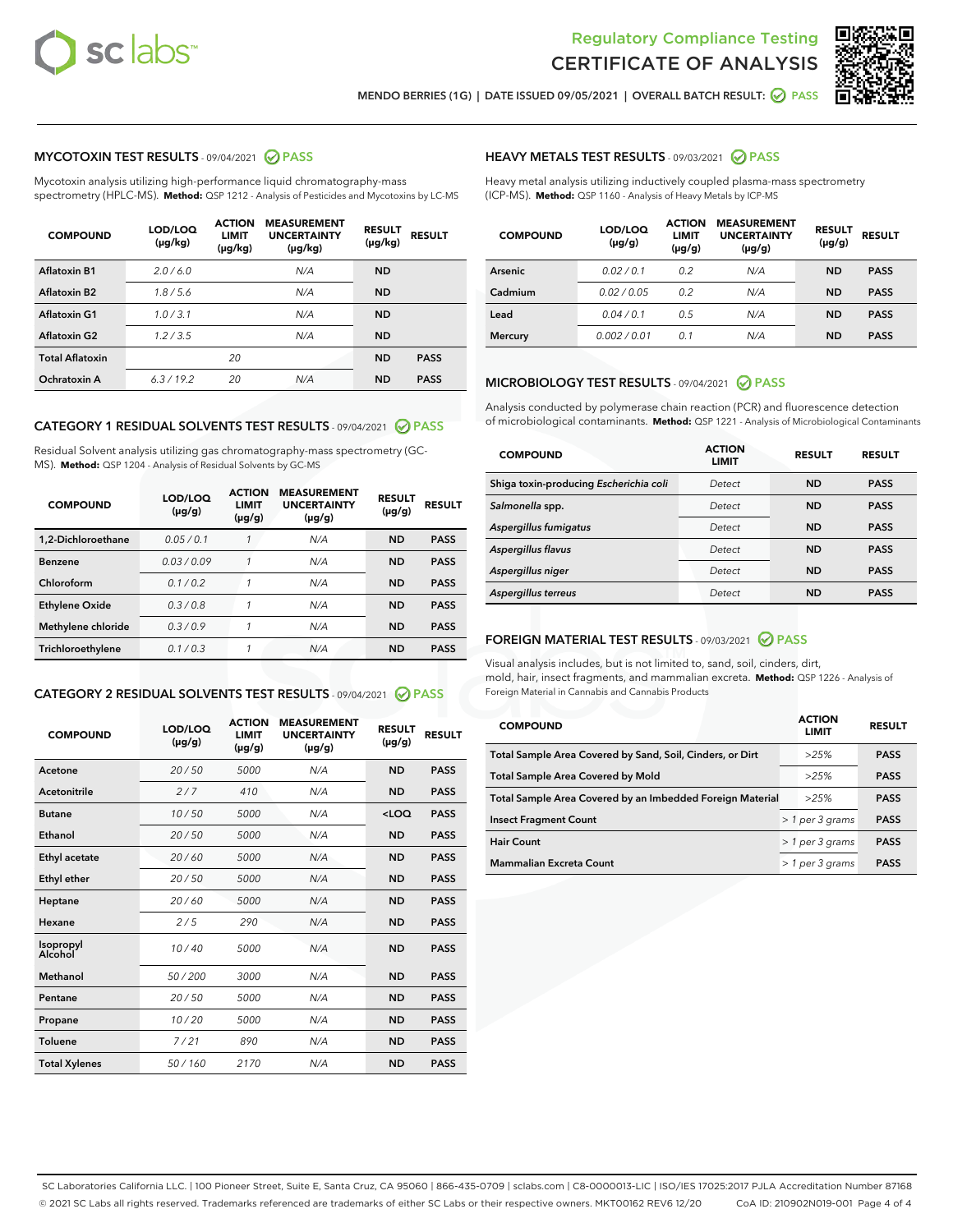Regulatory Compliance Testing

# CERTIFICATE OF ANALYSIS

MENDO BERRIES (1G) | DATE ISSUED 09/05/2021 | OVERALL BATCH RESULT: PASS

## MYCOTOXIN TEST RESULTS - 09/04/2021 PASS

Mycotoxin analysis utilizing high-performance liquid chromatography-mass spectrometry (HPLC-MS). **Method:** QSP 1212 - Analysis of Pesticides and Mycotoxins by LC-MS

| COMPOUND | LOD/LOQ (µg/kg) | ACTION LIMIT (µg/kg) | MEASUREMENT UNCERTAINTY (µg/kg) | RESULT (µg/kg) | RESULT |
|---|---|---|---|---|---|
| Aflatoxin B1 | 2.0 / 6.0 | | N/A | ND | |
| Aflatoxin B2 | 1.8 / 5.6 | | N/A | ND | |
| Aflatoxin G1 | 1.0 / 3.1 | | N/A | ND | |
| Aflatoxin G2 | 1.2 / 3.5 | | N/A | ND | |
| Total Aflatoxin | | 20 | | ND | PASS |
| Ochratoxin A | 6.3 / 19.2 | 20 | N/A | ND | PASS |

## CATEGORY 1 RESIDUAL SOLVENTS TEST RESULTS - 09/04/2021 PASS

Residual Solvent analysis utilizing gas chromatography-mass spectrometry (GC-MS). **Method:** QSP 1204 - Analysis of Residual Solvents by GC-MS

| COMPOUND | LOD/LOQ (µg/g) | ACTION LIMIT (µg/g) | MEASUREMENT UNCERTAINTY (µg/g) | RESULT (µg/g) | RESULT |
|---|---|---|---|---|---|
| 1,2-Dichloroethane | 0.05 / 0.1 | 1 | N/A | ND | PASS |
| Benzene | 0.03 / 0.09 | 1 | N/A | ND | PASS |
| Chloroform | 0.1 / 0.2 | 1 | N/A | ND | PASS |
| Ethylene Oxide | 0.3 / 0.8 | 1 | N/A | ND | PASS |
| Methylene chloride | 0.3 / 0.9 | 1 | N/A | ND | PASS |
| Trichloroethylene | 0.1 / 0.3 | 1 | N/A | ND | PASS |

## CATEGORY 2 RESIDUAL SOLVENTS TEST RESULTS - 09/04/2021 PASS

| COMPOUND | LOD/LOQ (µg/g) | ACTION LIMIT (µg/g) | MEASUREMENT UNCERTAINTY (µg/g) | RESULT (µg/g) | RESULT |
|---|---|---|---|---|---|
| Acetone | 20 / 50 | 5000 | N/A | ND | PASS |
| Acetonitrile | 2 / 7 | 410 | N/A | ND | PASS |
| Butane | 10 / 50 | 5000 | N/A | <LOQ | PASS |
| Ethanol | 20 / 50 | 5000 | N/A | ND | PASS |
| Ethyl acetate | 20 / 60 | 5000 | N/A | ND | PASS |
| Ethyl ether | 20 / 50 | 5000 | N/A | ND | PASS |
| Heptane | 20 / 60 | 5000 | N/A | ND | PASS |
| Hexane | 2 / 5 | 290 | N/A | ND | PASS |
| Isopropyl Alcohol | 10 / 40 | 5000 | N/A | ND | PASS |
| Methanol | 50 / 200 | 3000 | N/A | ND | PASS |
| Pentane | 20 / 50 | 5000 | N/A | ND | PASS |
| Propane | 10 / 20 | 5000 | N/A | ND | PASS |
| Toluene | 7 / 21 | 890 | N/A | ND | PASS |
| Total Xylenes | 50 / 160 | 2170 | N/A | ND | PASS |

## HEAVY METALS TEST RESULTS - 09/03/2021 PASS

Heavy metal analysis utilizing inductively coupled plasma-mass spectrometry (ICP-MS). **Method:** QSP 1160 - Analysis of Heavy Metals by ICP-MS

| COMPOUND | LOD/LOQ (µg/g) | ACTION LIMIT (µg/g) | MEASUREMENT UNCERTAINTY (µg/g) | RESULT (µg/g) | RESULT |
|---|---|---|---|---|---|
| Arsenic | 0.02 / 0.1 | 0.2 | N/A | ND | PASS |
| Cadmium | 0.02 / 0.05 | 0.2 | N/A | ND | PASS |
| Lead | 0.04 / 0.1 | 0.5 | N/A | ND | PASS |
| Mercury | 0.002 / 0.01 | 0.1 | N/A | ND | PASS |

## MICROBIOLOGY TEST RESULTS - 09/04/2021 PASS

Analysis conducted by polymerase chain reaction (PCR) and fluorescence detection of microbiological contaminants. **Method:** QSP 1221 - Analysis of Microbiological Contaminants

| COMPOUND | ACTION LIMIT | RESULT | RESULT |
|---|---|---|---|
| Shiga toxin-producing *Escherichia coli* | Detect | ND | PASS |
| *Salmonella* spp. | Detect | ND | PASS |
| *Aspergillus fumigatus* | Detect | ND | PASS |
| *Aspergillus flavus* | Detect | ND | PASS |
| *Aspergillus niger* | Detect | ND | PASS |
| *Aspergillus terreus* | Detect | ND | PASS |

## FOREIGN MATERIAL TEST RESULTS - 09/03/2021 PASS

Visual analysis includes, but is not limited to, sand, soil, cinders, dirt, mold, hair, insect fragments, and mammalian excreta. **Method:** QSP 1226 - Analysis of Foreign Material in Cannabis and Cannabis Products

| COMPOUND | ACTION LIMIT | RESULT |
|---|---|---|
| Total Sample Area Covered by Sand, Soil, Cinders, or Dirt | >25% | PASS |
| Total Sample Area Covered by Mold | >25% | PASS |
| Total Sample Area Covered by an Imbedded Foreign Material | >25% | PASS |
| Insect Fragment Count | > 1 per 3 grams | PASS |
| Hair Count | > 1 per 3 grams | PASS |
| Mammalian Excreta Count | > 1 per 3 grams | PASS |

SC Laboratories California LLC. | 100 Pioneer Street, Suite E, Santa Cruz, CA 95060 | 866-435-0709 | sclabs.com | C8-0000013-LIC | ISO/IES 17025:2017 PJLA Accreditation Number 87168
© 2021 SC Labs all rights reserved. Trademarks referenced are trademarks of either SC Labs or their respective owners. MKT00162 REV6 12/20 CoA ID: 210902N019-001